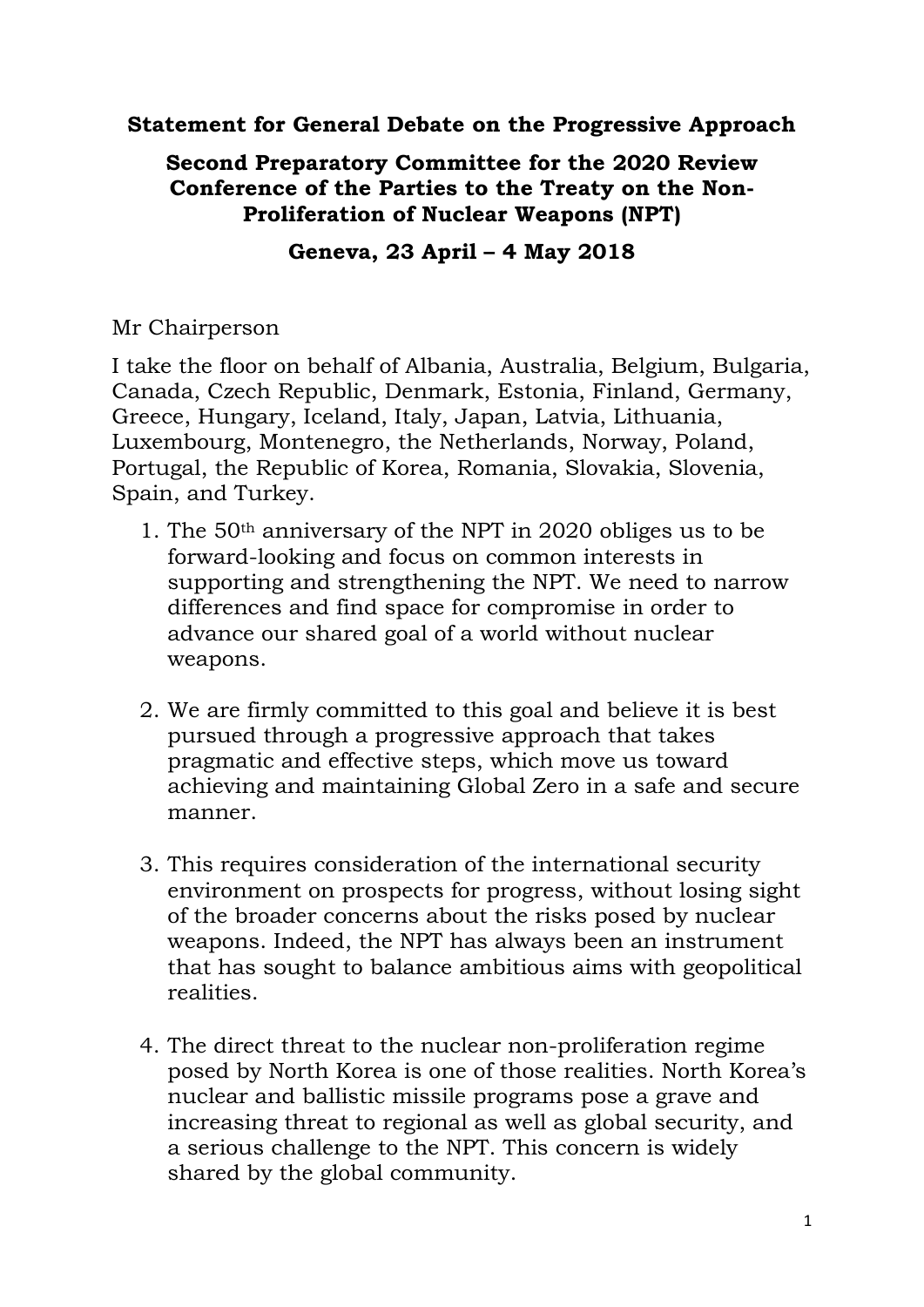**Statement for General Debate on the Progressive Approach**

**Second Preparatory Committee for the 2020 Review Conference of the Parties to the Treaty on the Non-Proliferation of Nuclear Weapons (NPT)**

**Geneva, 23 April – 4 May 2018**

Mr Chairperson

I take the floor on behalf of Albania, Australia, Belgium, Bulgaria, Canada, Czech Republic, Denmark, Estonia, Finland, Germany, Greece, Hungary, Iceland, Italy, Japan, Latvia, Lithuania, Luxembourg, Montenegro, the Netherlands, Norway, Poland, Portugal, the Republic of Korea, Romania, Slovakia, Slovenia, Spain, and Turkey.

1. The 50th anniversary of the NPT in 2020 obliges us to be forward-looking and focus on common interests in supporting and strengthening the NPT. We need to narrow differences and find space for compromise in order to advance our shared goal of a world without nuclear weapons.

2. We are firmly committed to this goal and believe it is best pursued through a progressive approach that takes pragmatic and effective steps, which move us toward achieving and maintaining Global Zero in a safe and secure manner.

3. This requires consideration of the international security environment on prospects for progress, without losing sight of the broader concerns about the risks posed by nuclear weapons. Indeed, the NPT has always been an instrument that has sought to balance ambitious aims with geopolitical realities.

4. The direct threat to the nuclear non-proliferation regime posed by North Korea is one of those realities. North Korea's nuclear and ballistic missile programs pose a grave and increasing threat to regional as well as global security, and a serious challenge to the NPT. This concern is widely shared by the global community.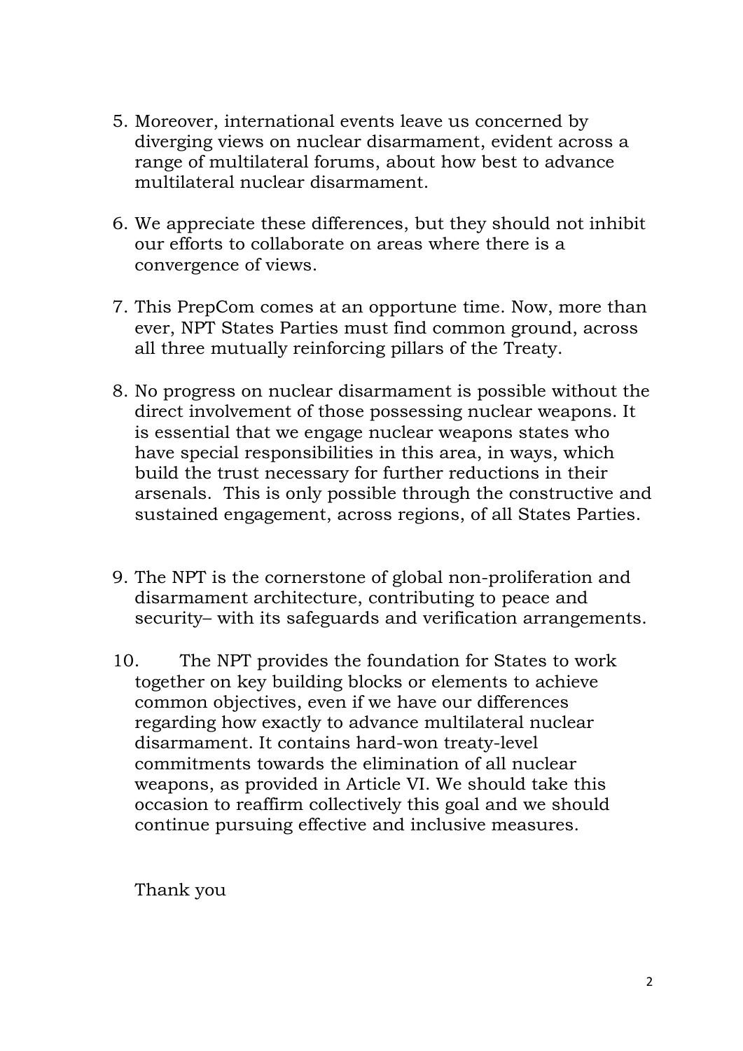5. Moreover, international events leave us concerned by diverging views on nuclear disarmament, evident across a range of multilateral forums, about how best to advance multilateral nuclear disarmament.

6. We appreciate these differences, but they should not inhibit our efforts to collaborate on areas where there is a convergence of views.

7. This PrepCom comes at an opportune time. Now, more than ever, NPT States Parties must find common ground, across all three mutually reinforcing pillars of the Treaty.

8. No progress on nuclear disarmament is possible without the direct involvement of those possessing nuclear weapons. It is essential that we engage nuclear weapons states who have special responsibilities in this area, in ways, which build the trust necessary for further reductions in their arsenals. This is only possible through the constructive and sustained engagement, across regions, of all States Parties.

9. The NPT is the cornerstone of global non-proliferation and disarmament architecture, contributing to peace and security– with its safeguards and verification arrangements.

10. The NPT provides the foundation for States to work together on key building blocks or elements to achieve common objectives, even if we have our differences regarding how exactly to advance multilateral nuclear disarmament. It contains hard-won treaty-level commitments towards the elimination of all nuclear weapons, as provided in Article VI. We should take this occasion to reaffirm collectively this goal and we should continue pursuing effective and inclusive measures.

Thank you